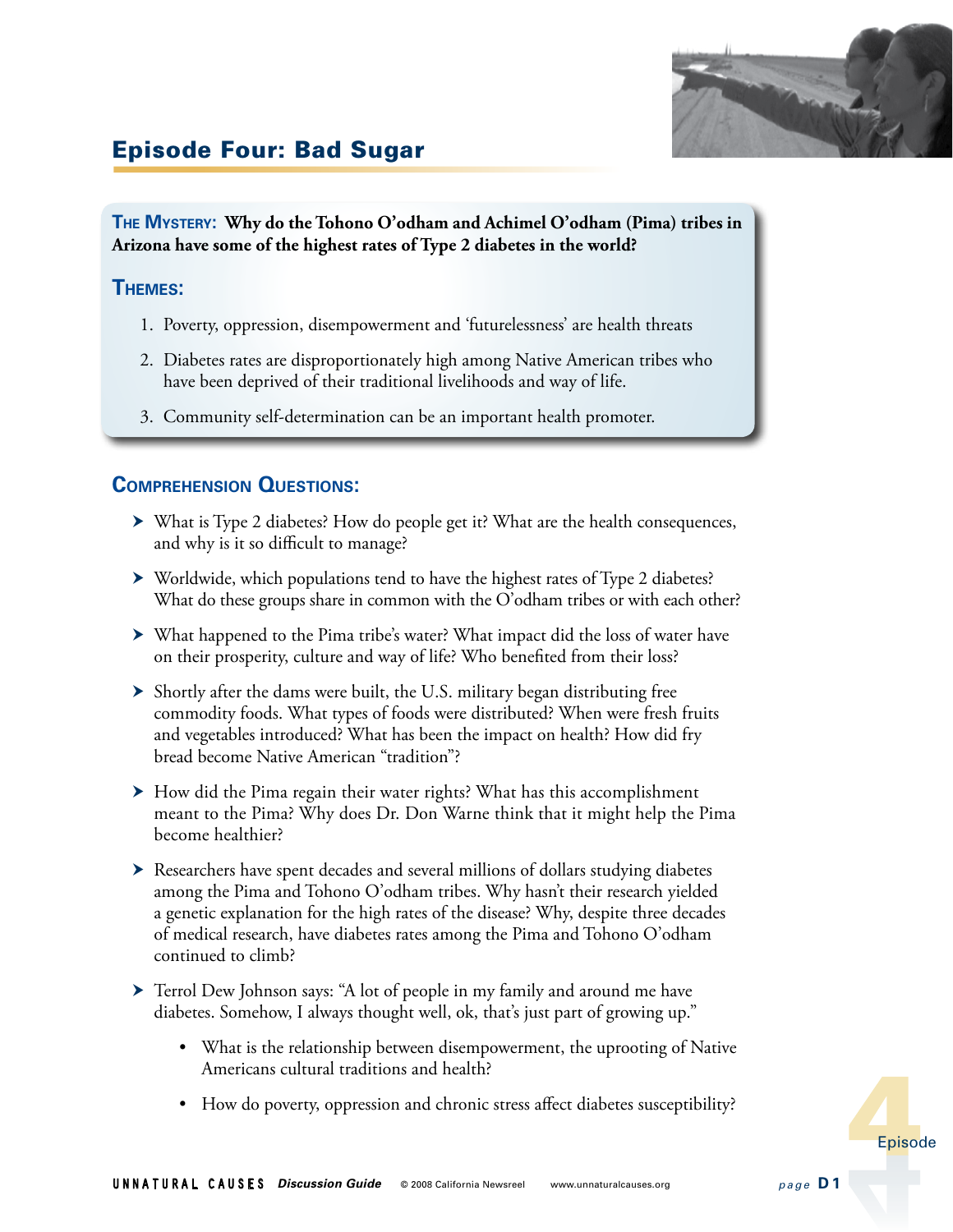# Episode Four: Bad Sugar

**THE MYSTERY: Why do the Tohono O'odham and Achimel O'odham (Pima) tribes in Arizona have some of the highest rates of Type 2 diabetes in the world?**

## THEMES:

1. Poverty, oppression, disempowerment and 'futurelessness' are health threats
2. Diabetes rates are disproportionately high among Native American tribes who have been deprived of their traditional livelihoods and way of life.
3. Community self-determination can be an important health promoter.

## COMPREHENSION QUESTIONS:

- What is Type 2 diabetes? How do people get it? What are the health consequences, and why is it so difficult to manage?
- Worldwide, which populations tend to have the highest rates of Type 2 diabetes? What do these groups share in common with the O'odham tribes or with each other?
- What happened to the Pima tribe's water? What impact did the loss of water have on their prosperity, culture and way of life? Who benefited from their loss?
- Shortly after the dams were built, the U.S. military began distributing free commodity foods. What types of foods were distributed? When were fresh fruits and vegetables introduced? What has been the impact on health? How did fry bread become Native American "tradition"?
- How did the Pima regain their water rights? What has this accomplishment meant to the Pima? Why does Dr. Don Warne think that it might help the Pima become healthier?
- Researchers have spent decades and several millions of dollars studying diabetes among the Pima and Tohono O'odham tribes. Why hasn't their research yielded a genetic explanation for the high rates of the disease? Why, despite three decades of medical research, have diabetes rates among the Pima and Tohono O'odham continued to climb?
- Terrol Dew Johnson says: "A lot of people in my family and around me have diabetes. Somehow, I always thought well, ok, that's just part of growing up."
  - What is the relationship between disempowerment, the uprooting of Native Americans cultural traditions and health?
  - How do poverty, oppression and chronic stress affect diabetes susceptibility?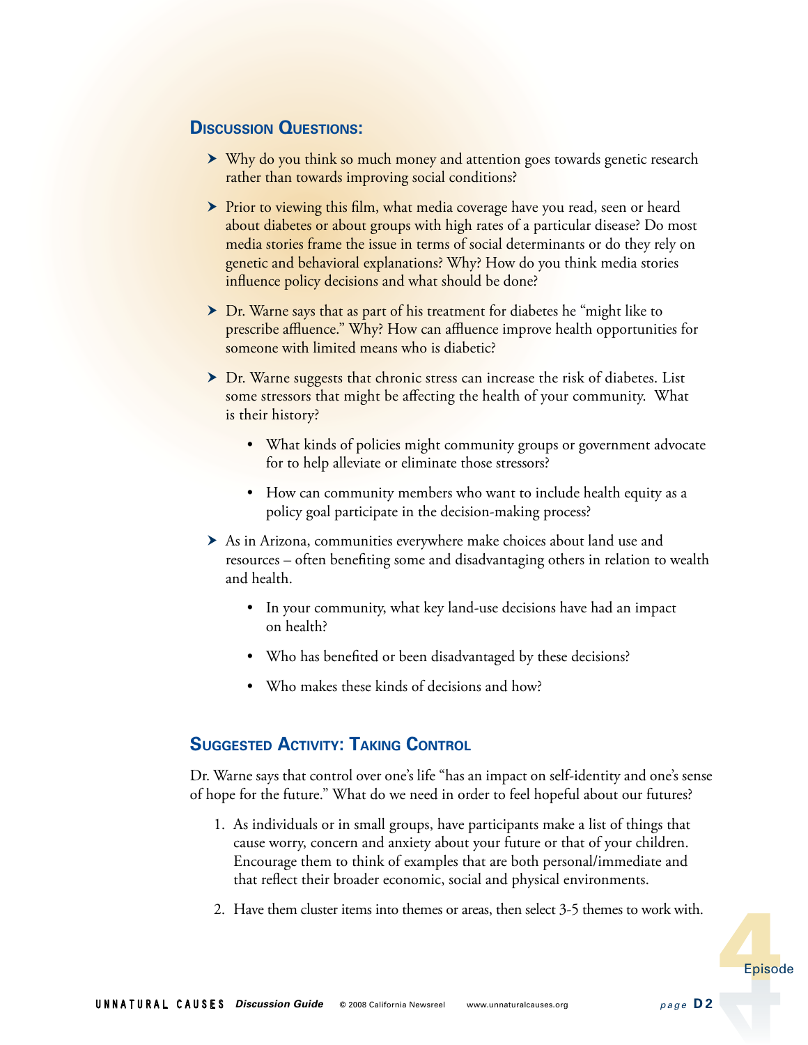## Discussion Questions:

- Why do you think so much money and attention goes towards genetic research rather than towards improving social conditions?
- Prior to viewing this film, what media coverage have you read, seen or heard about diabetes or about groups with high rates of a particular disease? Do most media stories frame the issue in terms of social determinants or do they rely on genetic and behavioral explanations? Why? How do you think media stories influence policy decisions and what should be done?
- Dr. Warne says that as part of his treatment for diabetes he "might like to prescribe affluence." Why? How can affluence improve health opportunities for someone with limited means who is diabetic?
- Dr. Warne suggests that chronic stress can increase the risk of diabetes. List some stressors that might be affecting the health of your community. What is their history?
  - What kinds of policies might community groups or government advocate for to help alleviate or eliminate those stressors?
  - How can community members who want to include health equity as a policy goal participate in the decision-making process?
- As in Arizona, communities everywhere make choices about land use and resources – often benefiting some and disadvantaging others in relation to wealth and health.
  - In your community, what key land-use decisions have had an impact on health?
  - Who has benefited or been disadvantaged by these decisions?
  - Who makes these kinds of decisions and how?

## Suggested Activity: Taking Control

Dr. Warne says that control over one's life "has an impact on self-identity and one's sense of hope for the future." What do we need in order to feel hopeful about our futures?

1. As individuals or in small groups, have participants make a list of things that cause worry, concern and anxiety about your future or that of your children. Encourage them to think of examples that are both personal/immediate and that reflect their broader economic, social and physical environments.
2. Have them cluster items into themes or areas, then select 3-5 themes to work with.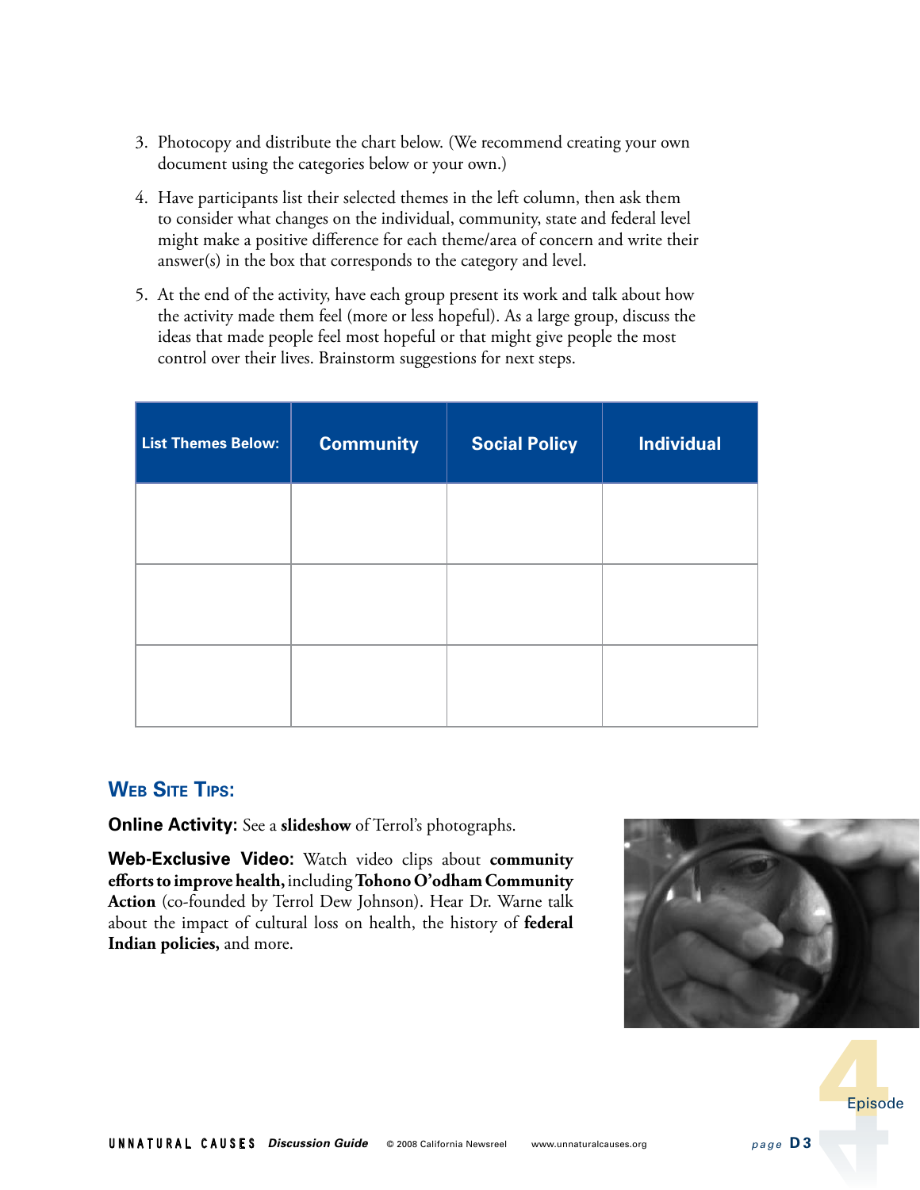3. Photocopy and distribute the chart below. (We recommend creating your own document using the categories below or your own.)

4. Have participants list their selected themes in the left column, then ask them to consider what changes on the individual, community, state and federal level might make a positive difference for each theme/area of concern and write their answer(s) in the box that corresponds to the category and level.

5. At the end of the activity, have each group present its work and talk about how the activity made them feel (more or less hopeful). As a large group, discuss the ideas that made people feel most hopeful or that might give people the most control over their lives. Brainstorm suggestions for next steps.

| List Themes Below: | Community | Social Policy | Individual |
|---|---|---|---|
| | | | |
| | | | |
| | | | |

## Web Site Tips:

**Online Activity:** See a **slideshow** of Terrol's photographs.

**Web-Exclusive Video:** Watch video clips about **community efforts to improve health,** including **Tohono O'odham Community Action** (co-founded by Terrol Dew Johnson). Hear Dr. Warne talk about the impact of cultural loss on health, the history of **federal Indian policies,** and more.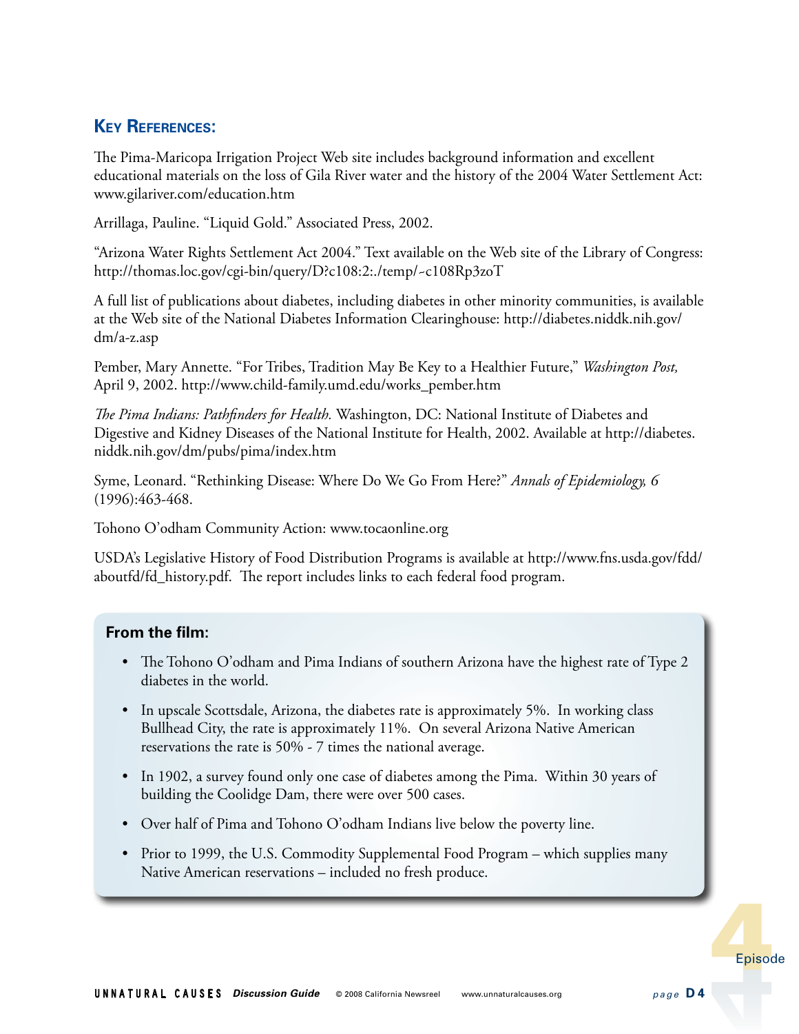## Key References:

The Pima-Maricopa Irrigation Project Web site includes background information and excellent educational materials on the loss of Gila River water and the history of the 2004 Water Settlement Act: www.gilariver.com/education.htm

Arrillaga, Pauline. "Liquid Gold." Associated Press, 2002.

"Arizona Water Rights Settlement Act 2004." Text available on the Web site of the Library of Congress: http://thomas.loc.gov/cgi-bin/query/D?c108:2:./temp/~c108Rp3zoT

A full list of publications about diabetes, including diabetes in other minority communities, is available at the Web site of the National Diabetes Information Clearinghouse: http://diabetes.niddk.nih.gov/dm/a-z.asp

Pember, Mary Annette. "For Tribes, Tradition May Be Key to a Healthier Future," *Washington Post,* April 9, 2002. http://www.child-family.umd.edu/works_pember.htm

*The Pima Indians: Pathfinders for Health.* Washington, DC: National Institute of Diabetes and Digestive and Kidney Diseases of the National Institute for Health, 2002. Available at http://diabetes.niddk.nih.gov/dm/pubs/pima/index.htm

Syme, Leonard. "Rethinking Disease: Where Do We Go From Here?" *Annals of Epidemiology, 6* (1996):463-468.

Tohono O'odham Community Action: www.tocaonline.org

USDA's Legislative History of Food Distribution Programs is available at http://www.fns.usda.gov/fdd/aboutfd/fd_history.pdf. The report includes links to each federal food program.

**From the film:**

- The Tohono O'odham and Pima Indians of southern Arizona have the highest rate of Type 2 diabetes in the world.
- In upscale Scottsdale, Arizona, the diabetes rate is approximately 5%. In working class Bullhead City, the rate is approximately 11%. On several Arizona Native American reservations the rate is 50% - 7 times the national average.
- In 1902, a survey found only one case of diabetes among the Pima. Within 30 years of building the Coolidge Dam, there were over 500 cases.
- Over half of Pima and Tohono O'odham Indians live below the poverty line.
- Prior to 1999, the U.S. Commodity Supplemental Food Program – which supplies many Native American reservations – included no fresh produce.